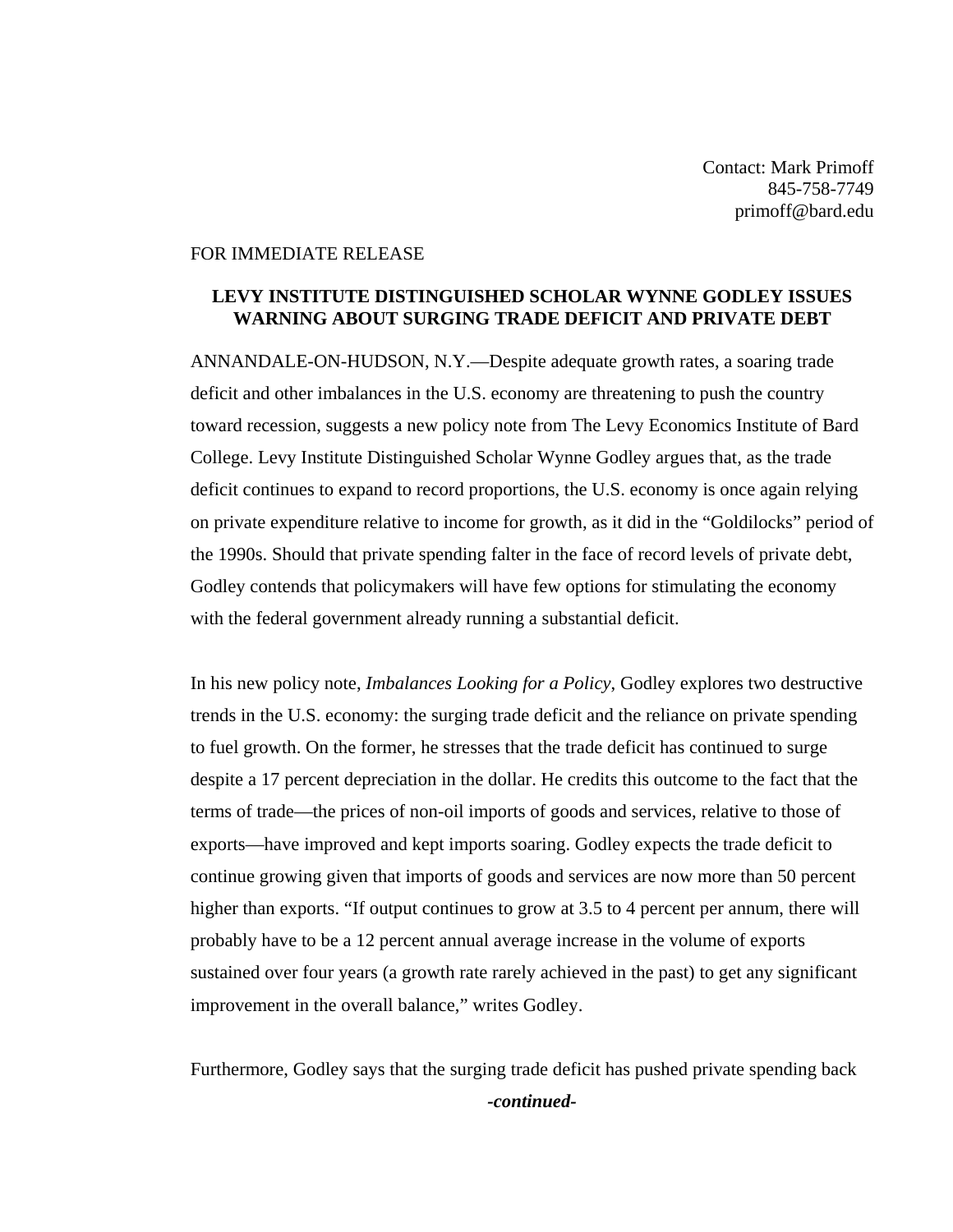Contact: Mark Primoff
845-758-7749
primoff@bard.edu

FOR IMMEDIATE RELEASE

**LEVY INSTITUTE DISTINGUISHED SCHOLAR WYNNE GODLEY ISSUES WARNING ABOUT SURGING TRADE DEFICIT AND PRIVATE DEBT**

ANNANDALE-ON-HUDSON, N.Y.—Despite adequate growth rates, a soaring trade deficit and other imbalances in the U.S. economy are threatening to push the country toward recession, suggests a new policy note from The Levy Economics Institute of Bard College. Levy Institute Distinguished Scholar Wynne Godley argues that, as the trade deficit continues to expand to record proportions, the U.S. economy is once again relying on private expenditure relative to income for growth, as it did in the "Goldilocks" period of the 1990s. Should that private spending falter in the face of record levels of private debt, Godley contends that policymakers will have few options for stimulating the economy with the federal government already running a substantial deficit.

In his new policy note, *Imbalances Looking for a Policy*, Godley explores two destructive trends in the U.S. economy: the surging trade deficit and the reliance on private spending to fuel growth. On the former, he stresses that the trade deficit has continued to surge despite a 17 percent depreciation in the dollar. He credits this outcome to the fact that the terms of trade—the prices of non-oil imports of goods and services, relative to those of exports—have improved and kept imports soaring. Godley expects the trade deficit to continue growing given that imports of goods and services are now more than 50 percent higher than exports. "If output continues to grow at 3.5 to 4 percent per annum, there will probably have to be a 12 percent annual average increase in the volume of exports sustained over four years (a growth rate rarely achieved in the past) to get any significant improvement in the overall balance," writes Godley.

Furthermore, Godley says that the surging trade deficit has pushed private spending back

***-continued-***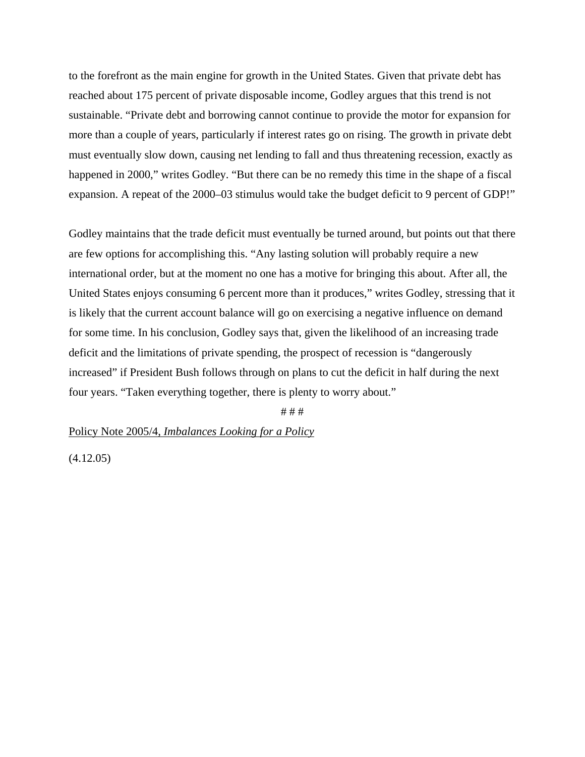to the forefront as the main engine for growth in the United States. Given that private debt has reached about 175 percent of private disposable income, Godley argues that this trend is not sustainable. "Private debt and borrowing cannot continue to provide the motor for expansion for more than a couple of years, particularly if interest rates go on rising. The growth in private debt must eventually slow down, causing net lending to fall and thus threatening recession, exactly as happened in 2000," writes Godley. "But there can be no remedy this time in the shape of a fiscal expansion. A repeat of the 2000–03 stimulus would take the budget deficit to 9 percent of GDP!"

Godley maintains that the trade deficit must eventually be turned around, but points out that there are few options for accomplishing this. "Any lasting solution will probably require a new international order, but at the moment no one has a motive for bringing this about. After all, the United States enjoys consuming 6 percent more than it produces," writes Godley, stressing that it is likely that the current account balance will go on exercising a negative influence on demand for some time. In his conclusion, Godley says that, given the likelihood of an increasing trade deficit and the limitations of private spending, the prospect of recession is "dangerously increased" if President Bush follows through on plans to cut the deficit in half during the next four years. "Taken everything together, there is plenty to worry about."

# # #

Policy Note 2005/4, *Imbalances Looking for a Policy*

(4.12.05)